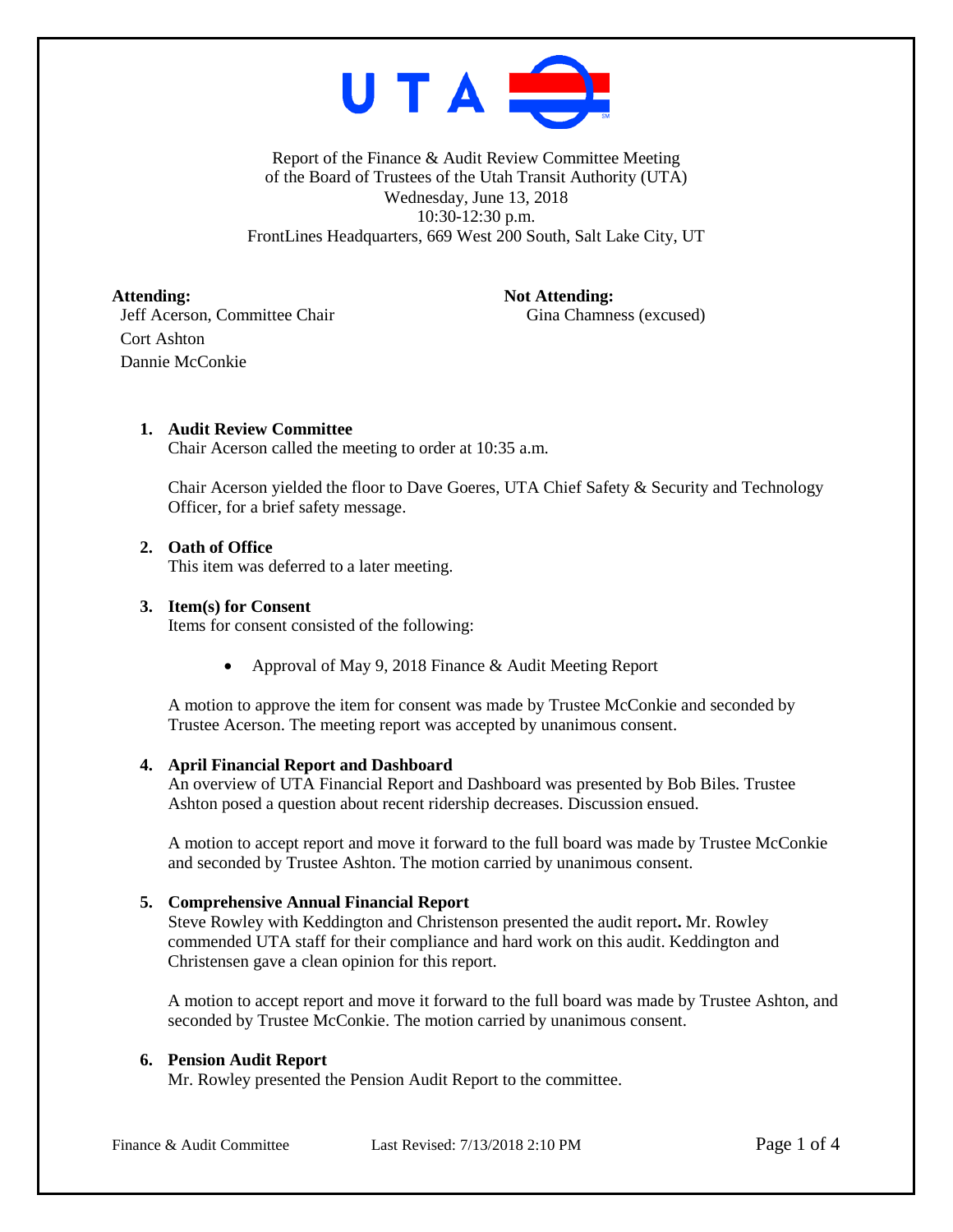Report of the Finance & Audit Review Committee Meeting
of the Board of Trustees of the Utah Transit Authority (UTA)
Wednesday, June 13, 2018
10:30-12:30 p.m.
FrontLines Headquarters, 669 West 200 South, Salt Lake City, UT

**Attending:**
Jeff Acerson, Committee Chair
Cort Ashton
Dannie McConkie

**Not Attending:**
Gina Chamness (excused)

1. **Audit Review Committee**
   Chair Acerson called the meeting to order at 10:35 a.m.

   Chair Acerson yielded the floor to Dave Goeres, UTA Chief Safety & Security and Technology Officer, for a brief safety message.

2. **Oath of Office**
   This item was deferred to a later meeting.

3. **Item(s) for Consent**
   Items for consent consisted of the following:

   - Approval of May 9, 2018 Finance & Audit Meeting Report

   A motion to approve the item for consent was made by Trustee McConkie and seconded by Trustee Acerson. The meeting report was accepted by unanimous consent.

4. **April Financial Report and Dashboard**
   An overview of UTA Financial Report and Dashboard was presented by Bob Biles. Trustee Ashton posed a question about recent ridership decreases. Discussion ensued.

   A motion to accept report and move it forward to the full board was made by Trustee McConkie and seconded by Trustee Ashton. The motion carried by unanimous consent.

5. **Comprehensive Annual Financial Report**
   Steve Rowley with Keddington and Christenson presented the audit report**.** Mr. Rowley commended UTA staff for their compliance and hard work on this audit. Keddington and Christensen gave a clean opinion for this report.

   A motion to accept report and move it forward to the full board was made by Trustee Ashton, and seconded by Trustee McConkie. The motion carried by unanimous consent.

6. **Pension Audit Report**
   Mr. Rowley presented the Pension Audit Report to the committee.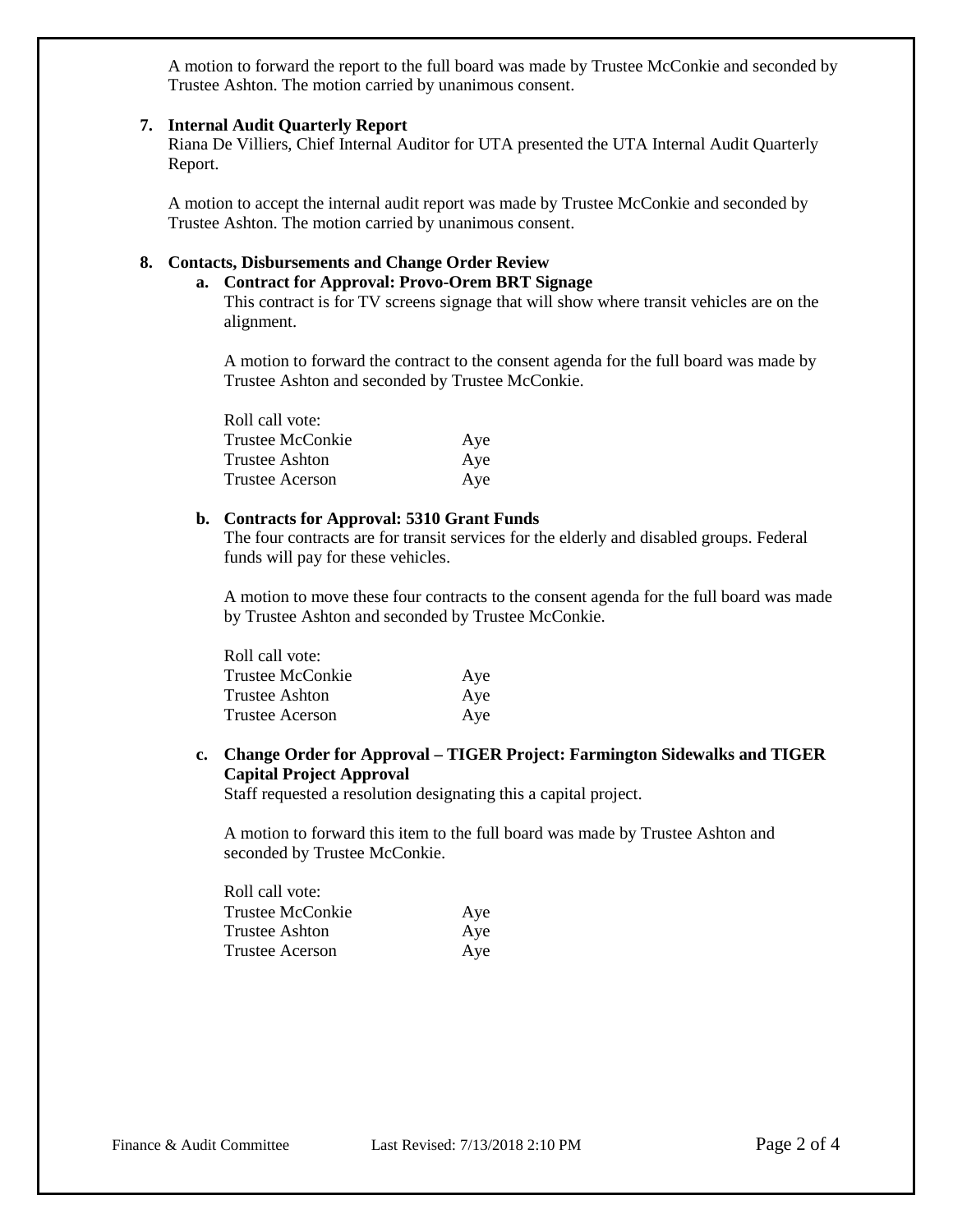A motion to forward the report to the full board was made by Trustee McConkie and seconded by Trustee Ashton. The motion carried by unanimous consent.

**7. Internal Audit Quarterly Report**

Riana De Villiers, Chief Internal Auditor for UTA presented the UTA Internal Audit Quarterly Report.

A motion to accept the internal audit report was made by Trustee McConkie and seconded by Trustee Ashton. The motion carried by unanimous consent.

**8. Contacts, Disbursements and Change Order Review**

**a. Contract for Approval: Provo-Orem BRT Signage**

This contract is for TV screens signage that will show where transit vehicles are on the alignment.

A motion to forward the contract to the consent agenda for the full board was made by Trustee Ashton and seconded by Trustee McConkie.

Roll call vote:

| | |
|---|---|
| Trustee McConkie | Aye |
| Trustee Ashton | Aye |
| Trustee Acerson | Aye |

**b. Contracts for Approval: 5310 Grant Funds**

The four contracts are for transit services for the elderly and disabled groups. Federal funds will pay for these vehicles.

A motion to move these four contracts to the consent agenda for the full board was made by Trustee Ashton and seconded by Trustee McConkie.

Roll call vote:

| | |
|---|---|
| Trustee McConkie | Aye |
| Trustee Ashton | Aye |
| Trustee Acerson | Aye |

**c. Change Order for Approval – TIGER Project: Farmington Sidewalks and TIGER Capital Project Approval**

Staff requested a resolution designating this a capital project.

A motion to forward this item to the full board was made by Trustee Ashton and seconded by Trustee McConkie.

Roll call vote:

| | |
|---|---|
| Trustee McConkie | Aye |
| Trustee Ashton | Aye |
| Trustee Acerson | Aye |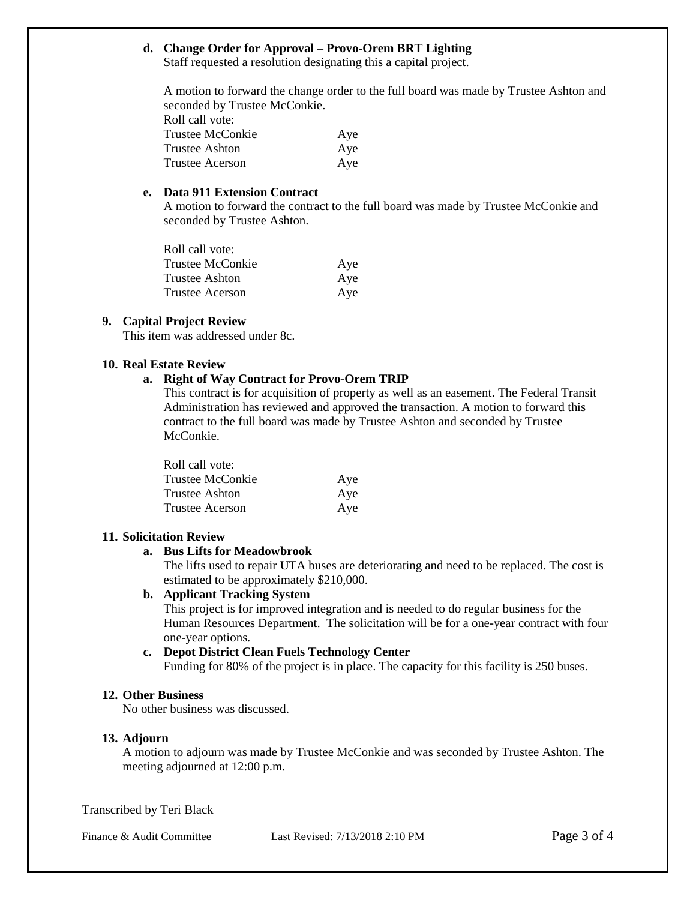**d. Change Order for Approval – Provo-Orem BRT Lighting**

Staff requested a resolution designating this a capital project.

A motion to forward the change order to the full board was made by Trustee Ashton and seconded by Trustee McConkie.

Roll call vote:

| | |
|---|---|
| Trustee McConkie | Aye |
| Trustee Ashton | Aye |
| Trustee Acerson | Aye |

**e. Data 911 Extension Contract**

A motion to forward the contract to the full board was made by Trustee McConkie and seconded by Trustee Ashton.

Roll call vote:

| | |
|---|---|
| Trustee McConkie | Aye |
| Trustee Ashton | Aye |
| Trustee Acerson | Aye |

**9. Capital Project Review**

This item was addressed under 8c.

**10. Real Estate Review**

**a. Right of Way Contract for Provo-Orem TRIP**

This contract is for acquisition of property as well as an easement. The Federal Transit Administration has reviewed and approved the transaction. A motion to forward this contract to the full board was made by Trustee Ashton and seconded by Trustee McConkie.

Roll call vote:

| | |
|---|---|
| Trustee McConkie | Aye |
| Trustee Ashton | Aye |
| Trustee Acerson | Aye |

**11. Solicitation Review**

**a. Bus Lifts for Meadowbrook**

The lifts used to repair UTA buses are deteriorating and need to be replaced. The cost is estimated to be approximately $210,000.

**b. Applicant Tracking System**

This project is for improved integration and is needed to do regular business for the Human Resources Department. The solicitation will be for a one-year contract with four one-year options.

**c. Depot District Clean Fuels Technology Center**

Funding for 80% of the project is in place. The capacity for this facility is 250 buses.

**12. Other Business**

No other business was discussed.

**13. Adjourn**

A motion to adjourn was made by Trustee McConkie and was seconded by Trustee Ashton. The meeting adjourned at 12:00 p.m.

Transcribed by Teri Black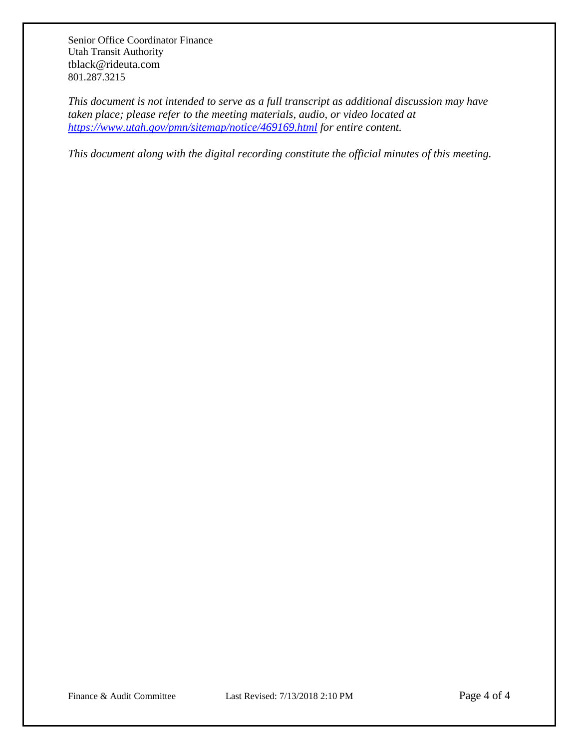Senior Office Coordinator Finance
Utah Transit Authority
tblack@rideuta.com
801.287.3215

*This document is not intended to serve as a full transcript as additional discussion may have taken place; please refer to the meeting materials, audio, or video located at [https://www.utah.gov/pmn/sitemap/notice/469169.html](https://www.utah.gov/pmn/sitemap/notice/469169.html) for entire content.*

*This document along with the digital recording constitute the official minutes of this meeting.*